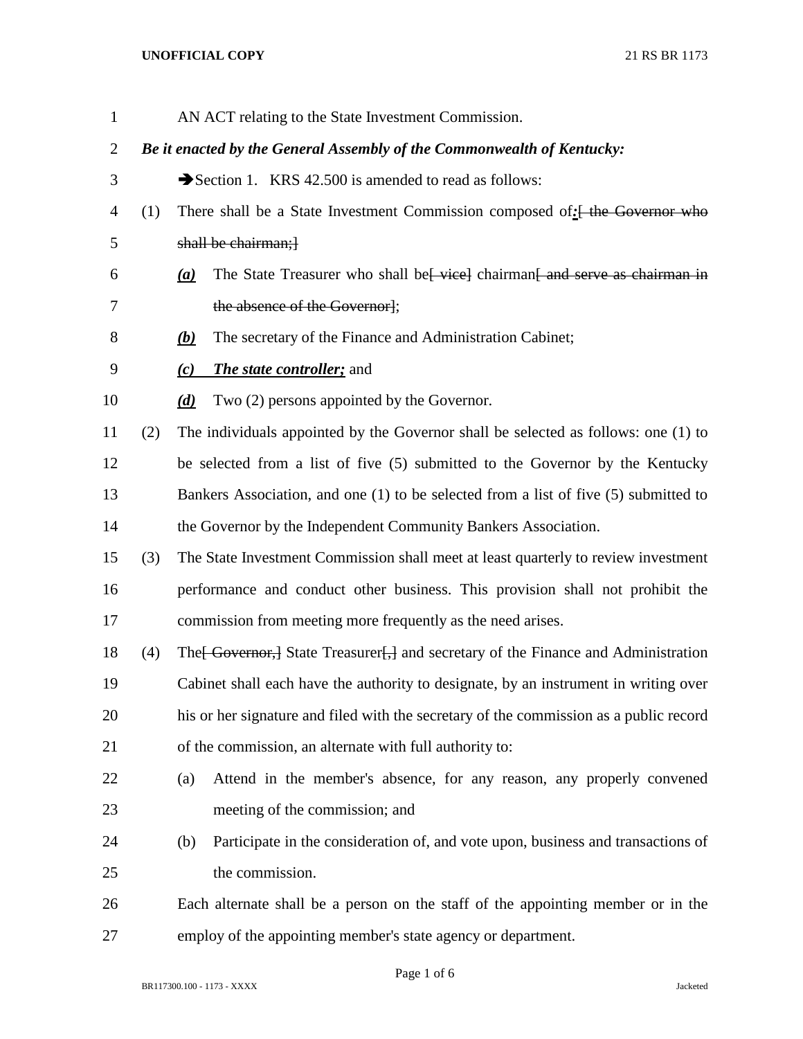AN ACT relating to the State Investment Commission.

***Be it enacted by the General Assembly of the Commonwealth of Kentucky:***

➔Section 1. KRS 42.500 is amended to read as follows:

(1) There shall be a State Investment Commission composed of***:***~~[ the Governor who shall be chairman;]~~

 ***(a)*** The State Treasurer who shall be~~[ vice]~~ chairman~~[ and serve as chairman in the absence of the Governor]~~;

 ***(b)*** The secretary of the Finance and Administration Cabinet;

 ***(c) The state controller;*** and

 ***(d)*** Two (2) persons appointed by the Governor.

(2) The individuals appointed by the Governor shall be selected as follows: one (1) to be selected from a list of five (5) submitted to the Governor by the Kentucky Bankers Association, and one (1) to be selected from a list of five (5) submitted to the Governor by the Independent Community Bankers Association.

(3) The State Investment Commission shall meet at least quarterly to review investment performance and conduct other business. This provision shall not prohibit the commission from meeting more frequently as the need arises.

(4) The~~[ Governor,]~~ State Treasurer~~[,]~~ and secretary of the Finance and Administration Cabinet shall each have the authority to designate, by an instrument in writing over his or her signature and filed with the secretary of the commission as a public record of the commission, an alternate with full authority to:

 (a) Attend in the member's absence, for any reason, any properly convened meeting of the commission; and

 (b) Participate in the consideration of, and vote upon, business and transactions of the commission.

 Each alternate shall be a person on the staff of the appointing member or in the employ of the appointing member's state agency or department.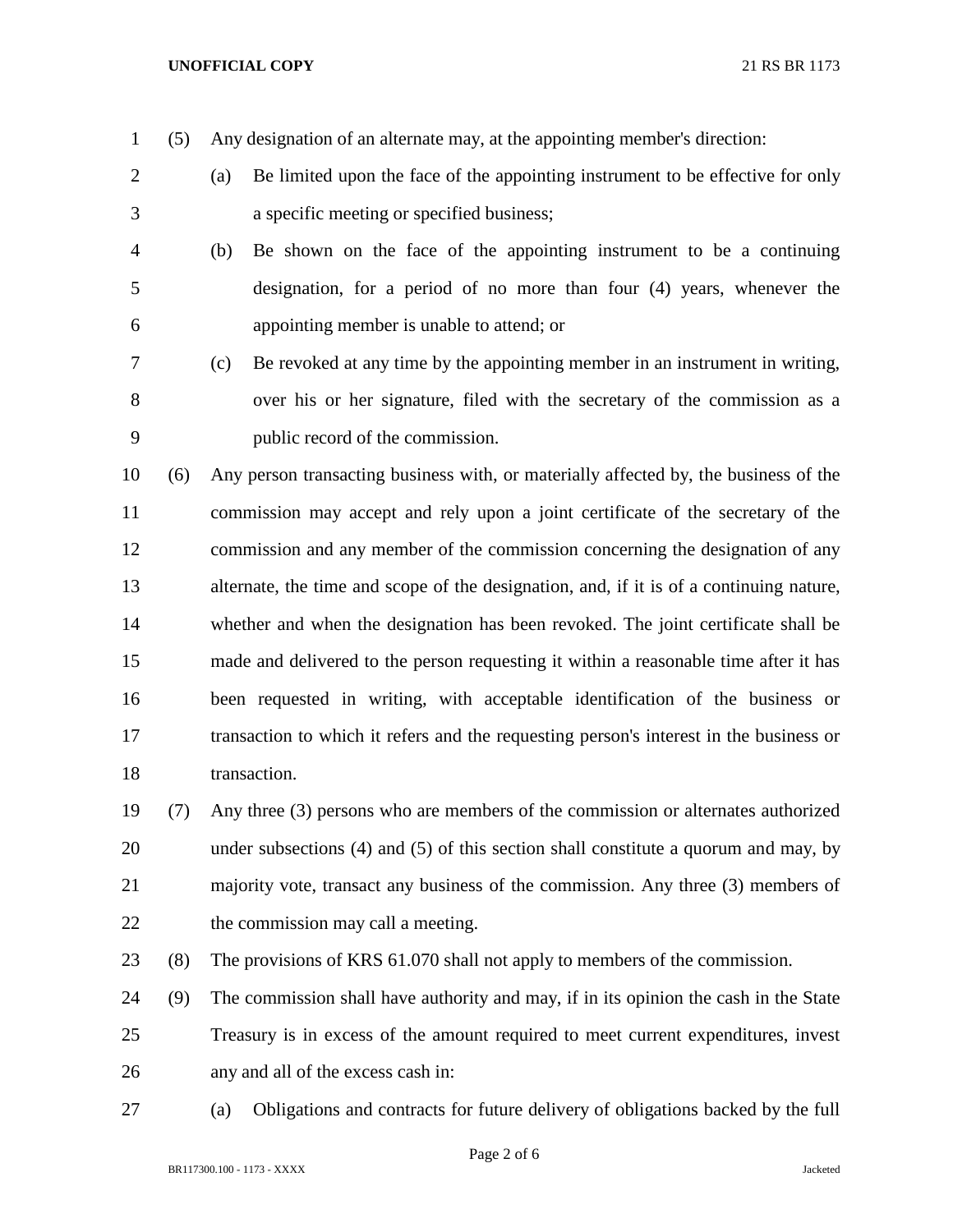(5) Any designation of an alternate may, at the appointing member's direction:

   (a) Be limited upon the face of the appointing instrument to be effective for only a specific meeting or specified business;

   (b) Be shown on the face of the appointing instrument to be a continuing designation, for a period of no more than four (4) years, whenever the appointing member is unable to attend; or

   (c) Be revoked at any time by the appointing member in an instrument in writing, over his or her signature, filed with the secretary of the commission as a public record of the commission.

(6) Any person transacting business with, or materially affected by, the business of the commission may accept and rely upon a joint certificate of the secretary of the commission and any member of the commission concerning the designation of any alternate, the time and scope of the designation, and, if it is of a continuing nature, whether and when the designation has been revoked. The joint certificate shall be made and delivered to the person requesting it within a reasonable time after it has been requested in writing, with acceptable identification of the business or transaction to which it refers and the requesting person's interest in the business or transaction.

(7) Any three (3) persons who are members of the commission or alternates authorized under subsections (4) and (5) of this section shall constitute a quorum and may, by majority vote, transact any business of the commission. Any three (3) members of the commission may call a meeting.

(8) The provisions of KRS 61.070 shall not apply to members of the commission.

(9) The commission shall have authority and may, if in its opinion the cash in the State Treasury is in excess of the amount required to meet current expenditures, invest any and all of the excess cash in:

   (a) Obligations and contracts for future delivery of obligations backed by the full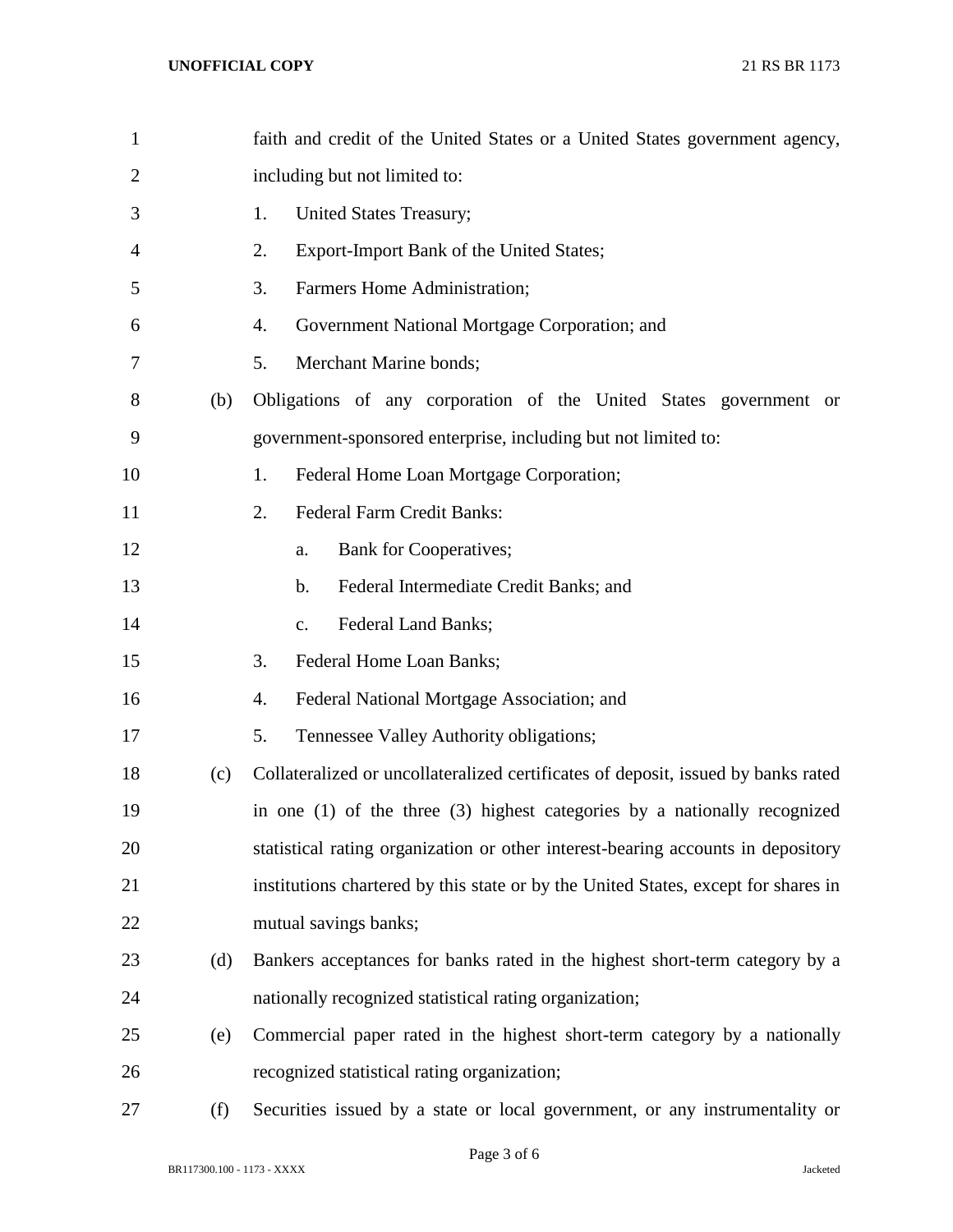faith and credit of the United States or a United States government agency, including but not limited to:

1. United States Treasury;
2. Export-Import Bank of the United States;
3. Farmers Home Administration;
4. Government National Mortgage Corporation; and
5. Merchant Marine bonds;

(b) Obligations of any corporation of the United States government or government-sponsored enterprise, including but not limited to:

1. Federal Home Loan Mortgage Corporation;
2. Federal Farm Credit Banks:
   a. Bank for Cooperatives;
   b. Federal Intermediate Credit Banks; and
   c. Federal Land Banks;
3. Federal Home Loan Banks;
4. Federal National Mortgage Association; and
5. Tennessee Valley Authority obligations;

(c) Collateralized or uncollateralized certificates of deposit, issued by banks rated in one (1) of the three (3) highest categories by a nationally recognized statistical rating organization or other interest-bearing accounts in depository institutions chartered by this state or by the United States, except for shares in mutual savings banks;

(d) Bankers acceptances for banks rated in the highest short-term category by a nationally recognized statistical rating organization;

(e) Commercial paper rated in the highest short-term category by a nationally recognized statistical rating organization;

(f) Securities issued by a state or local government, or any instrumentality or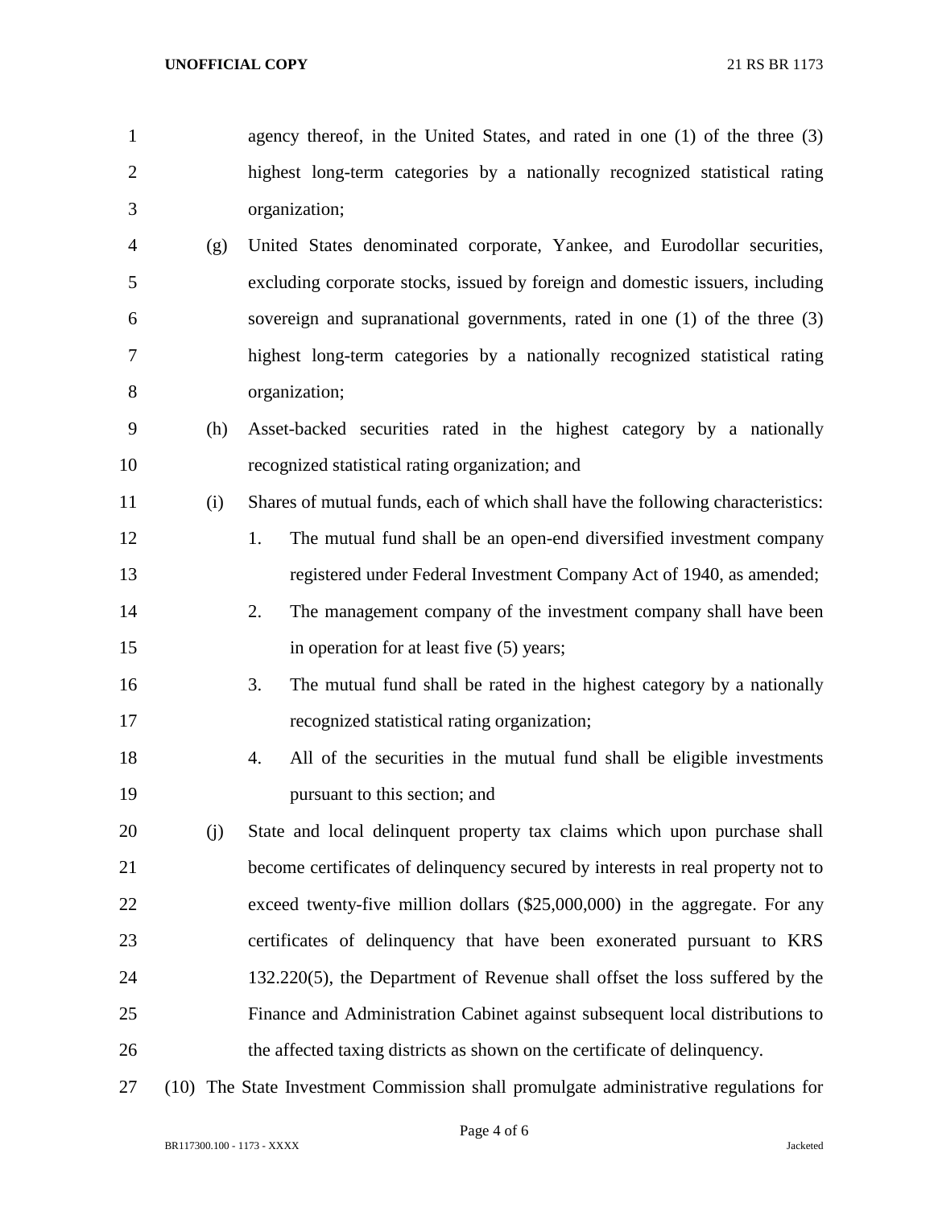agency thereof, in the United States, and rated in one (1) of the three (3) highest long-term categories by a nationally recognized statistical rating organization;

(g) United States denominated corporate, Yankee, and Eurodollar securities, excluding corporate stocks, issued by foreign and domestic issuers, including sovereign and supranational governments, rated in one (1) of the three (3) highest long-term categories by a nationally recognized statistical rating organization;

(h) Asset-backed securities rated in the highest category by a nationally recognized statistical rating organization; and

(i) Shares of mutual funds, each of which shall have the following characteristics:

1. The mutual fund shall be an open-end diversified investment company registered under Federal Investment Company Act of 1940, as amended;
2. The management company of the investment company shall have been in operation for at least five (5) years;
3. The mutual fund shall be rated in the highest category by a nationally recognized statistical rating organization;
4. All of the securities in the mutual fund shall be eligible investments pursuant to this section; and

(j) State and local delinquent property tax claims which upon purchase shall become certificates of delinquency secured by interests in real property not to exceed twenty-five million dollars ($25,000,000) in the aggregate. For any certificates of delinquency that have been exonerated pursuant to KRS 132.220(5), the Department of Revenue shall offset the loss suffered by the Finance and Administration Cabinet against subsequent local distributions to the affected taxing districts as shown on the certificate of delinquency.

(10) The State Investment Commission shall promulgate administrative regulations for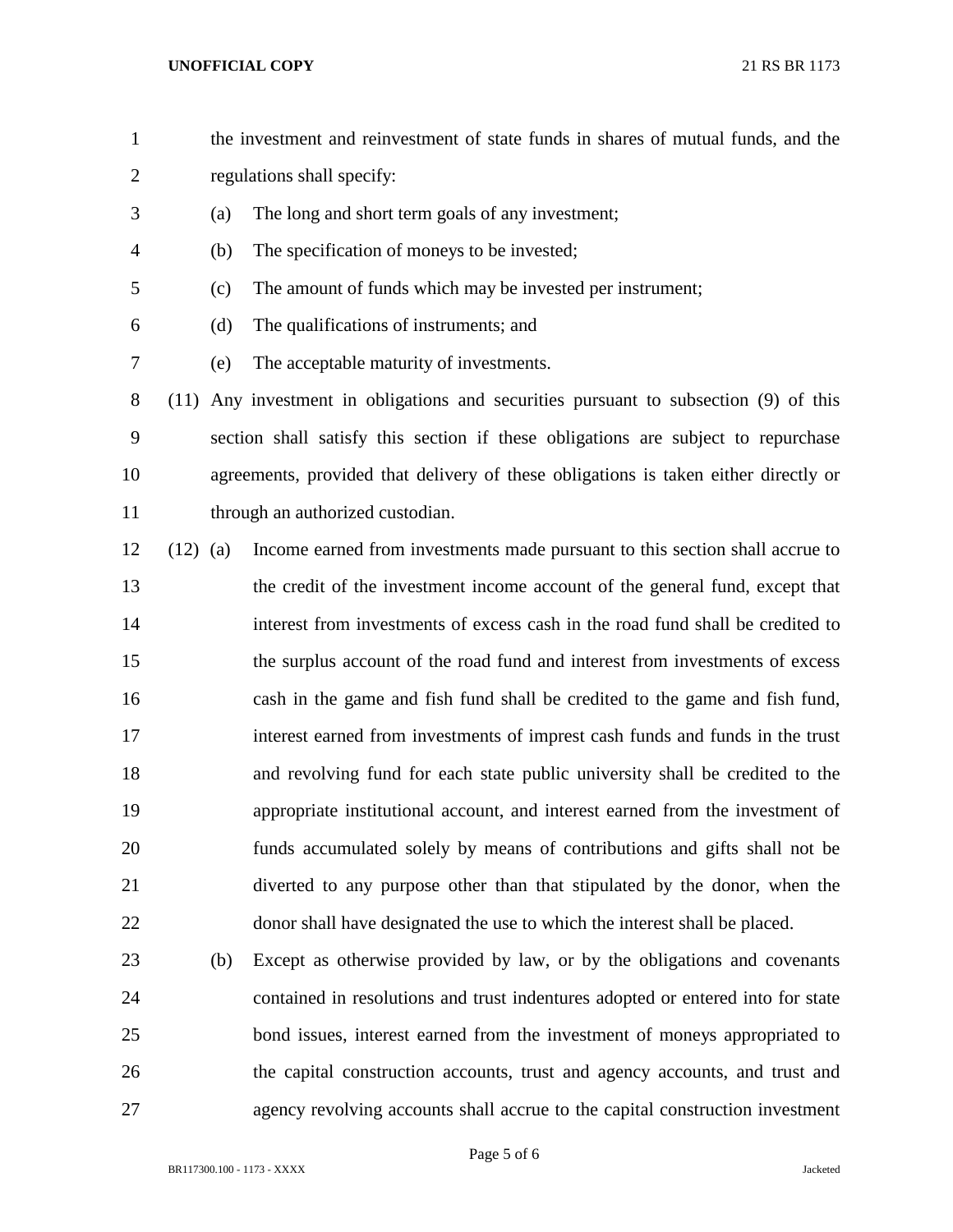the investment and reinvestment of state funds in shares of mutual funds, and the regulations shall specify:

(a) The long and short term goals of any investment;

(b) The specification of moneys to be invested;

(c) The amount of funds which may be invested per instrument;

(d) The qualifications of instruments; and

(e) The acceptable maturity of investments.

(11) Any investment in obligations and securities pursuant to subsection (9) of this section shall satisfy this section if these obligations are subject to repurchase agreements, provided that delivery of these obligations is taken either directly or through an authorized custodian.

(12) (a) Income earned from investments made pursuant to this section shall accrue to the credit of the investment income account of the general fund, except that interest from investments of excess cash in the road fund shall be credited to the surplus account of the road fund and interest from investments of excess cash in the game and fish fund shall be credited to the game and fish fund, interest earned from investments of imprest cash funds and funds in the trust and revolving fund for each state public university shall be credited to the appropriate institutional account, and interest earned from the investment of funds accumulated solely by means of contributions and gifts shall not be diverted to any purpose other than that stipulated by the donor, when the donor shall have designated the use to which the interest shall be placed.

(b) Except as otherwise provided by law, or by the obligations and covenants contained in resolutions and trust indentures adopted or entered into for state bond issues, interest earned from the investment of moneys appropriated to the capital construction accounts, trust and agency accounts, and trust and agency revolving accounts shall accrue to the capital construction investment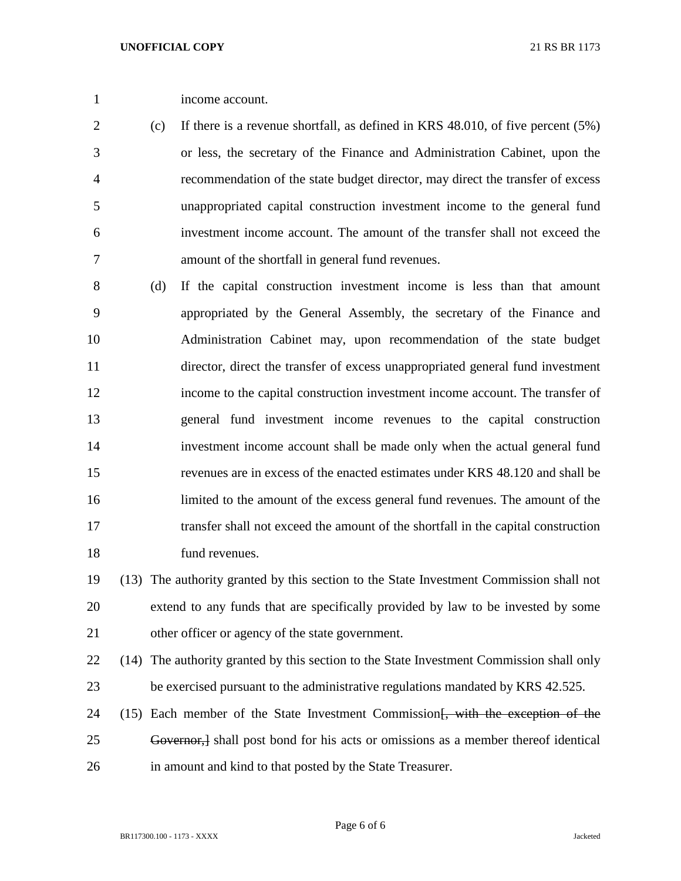income account.

(c) If there is a revenue shortfall, as defined in KRS 48.010, of five percent (5%) or less, the secretary of the Finance and Administration Cabinet, upon the recommendation of the state budget director, may direct the transfer of excess unappropriated capital construction investment income to the general fund investment income account. The amount of the transfer shall not exceed the amount of the shortfall in general fund revenues.

(d) If the capital construction investment income is less than that amount appropriated by the General Assembly, the secretary of the Finance and Administration Cabinet may, upon recommendation of the state budget director, direct the transfer of excess unappropriated general fund investment income to the capital construction investment income account. The transfer of general fund investment income revenues to the capital construction investment income account shall be made only when the actual general fund revenues are in excess of the enacted estimates under KRS 48.120 and shall be limited to the amount of the excess general fund revenues. The amount of the transfer shall not exceed the amount of the shortfall in the capital construction fund revenues.

(13) The authority granted by this section to the State Investment Commission shall not extend to any funds that are specifically provided by law to be invested by some other officer or agency of the state government.

(14) The authority granted by this section to the State Investment Commission shall only be exercised pursuant to the administrative regulations mandated by KRS 42.525.

(15) Each member of the State Investment Commission[~~, with the exception of the Governor,~~] shall post bond for his acts or omissions as a member thereof identical in amount and kind to that posted by the State Treasurer.